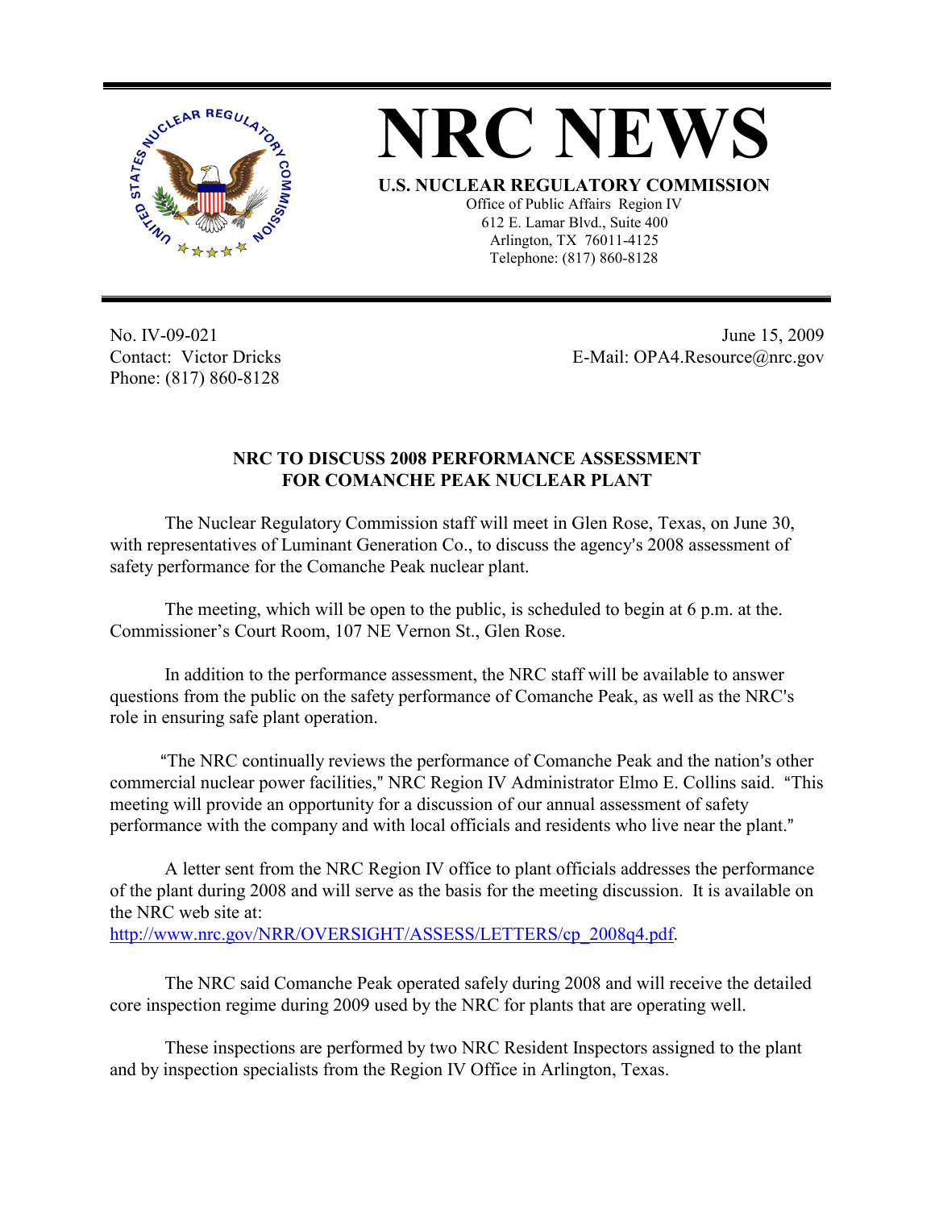# NRC NEWS

**U.S. NUCLEAR REGULATORY COMMISSION**

Office of Public Affairs Region IV
612 E. Lamar Blvd., Suite 400
Arlington, TX 76011-4125
Telephone: (817) 860-8128

No. IV-09-021
Contact: Victor Dricks
Phone: (817) 860-8128

June 15, 2009
E-Mail: OPA4.Resource@nrc.gov

## NRC TO DISCUSS 2008 PERFORMANCE ASSESSMENT FOR COMANCHE PEAK NUCLEAR PLANT

The Nuclear Regulatory Commission staff will meet in Glen Rose, Texas, on June 30, with representatives of Luminant Generation Co., to discuss the agency's 2008 assessment of safety performance for the Comanche Peak nuclear plant.

The meeting, which will be open to the public, is scheduled to begin at 6 p.m. at the. Commissioner's Court Room, 107 NE Vernon St., Glen Rose.

In addition to the performance assessment, the NRC staff will be available to answer questions from the public on the safety performance of Comanche Peak, as well as the NRC's role in ensuring safe plant operation.

"The NRC continually reviews the performance of Comanche Peak and the nation's other commercial nuclear power facilities," NRC Region IV Administrator Elmo E. Collins said. "This meeting will provide an opportunity for a discussion of our annual assessment of safety performance with the company and with local officials and residents who live near the plant."

A letter sent from the NRC Region IV office to plant officials addresses the performance of the plant during 2008 and will serve as the basis for the meeting discussion. It is available on the NRC web site at:
http://www.nrc.gov/NRR/OVERSIGHT/ASSESS/LETTERS/cp_2008q4.pdf.

The NRC said Comanche Peak operated safely during 2008 and will receive the detailed core inspection regime during 2009 used by the NRC for plants that are operating well.

These inspections are performed by two NRC Resident Inspectors assigned to the plant and by inspection specialists from the Region IV Office in Arlington, Texas.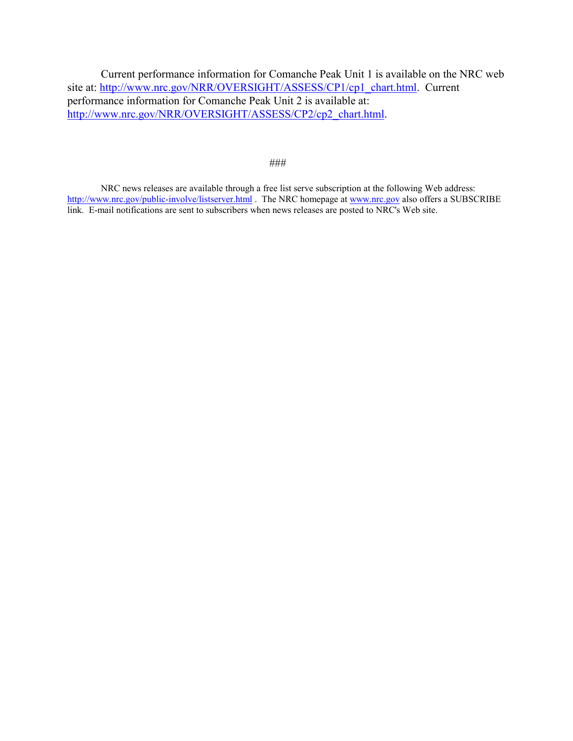Current performance information for Comanche Peak Unit 1 is available on the NRC web site at: http://www.nrc.gov/NRR/OVERSIGHT/ASSESS/CP1/cp1_chart.html. Current performance information for Comanche Peak Unit 2 is available at: http://www.nrc.gov/NRR/OVERSIGHT/ASSESS/CP2/cp2_chart.html.

###

NRC news releases are available through a free list serve subscription at the following Web address: http://www.nrc.gov/public-involve/listserver.html . The NRC homepage at www.nrc.gov also offers a SUBSCRIBE link. E-mail notifications are sent to subscribers when news releases are posted to NRC's Web site.